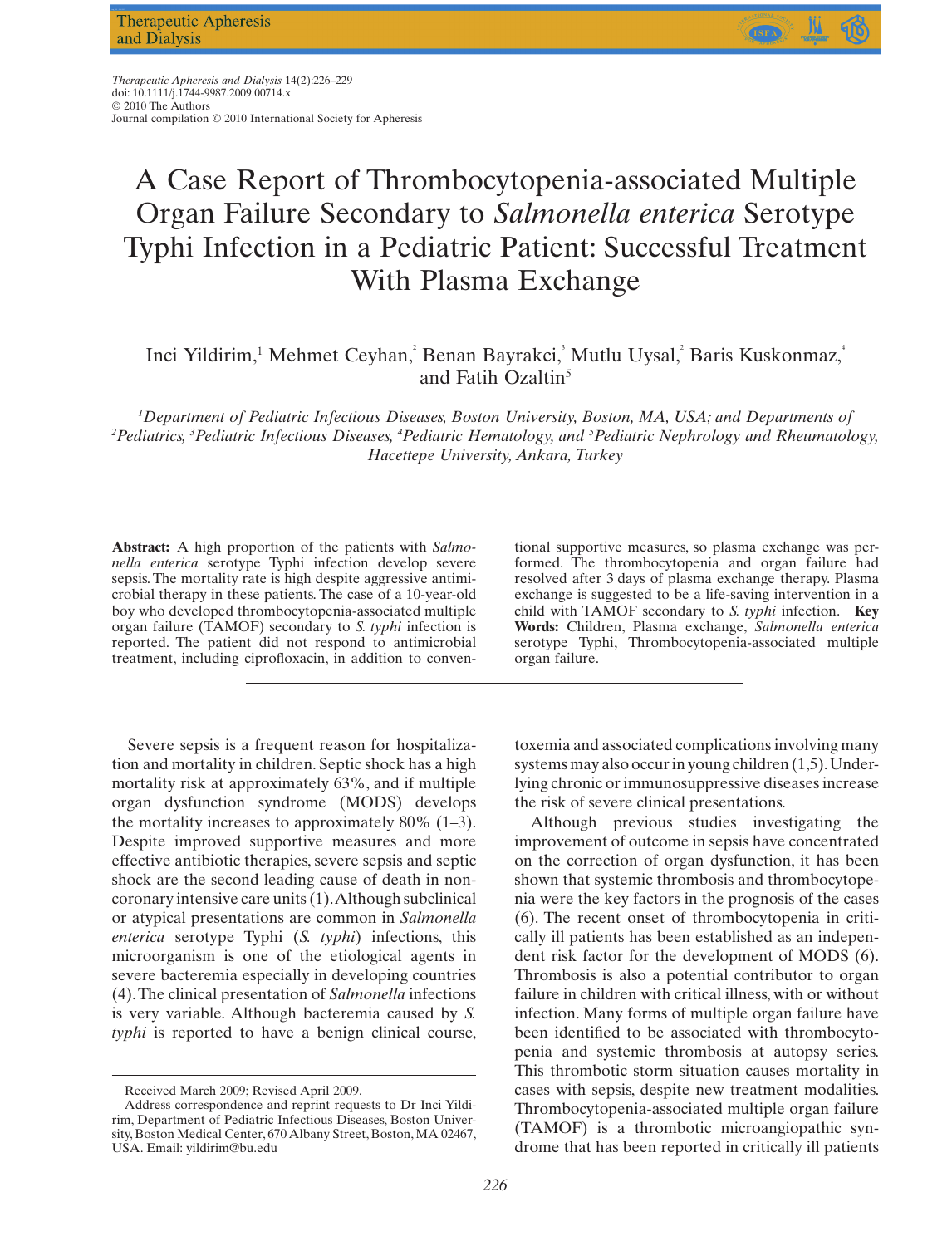# A Case Report of Thrombocytopenia-associated Multiple Organ Failure Secondary to *Salmonella enterica* Serotype Typhi Infection in a Pediatric Patient: Successful Treatment With Plasma Exchange

Inci Yildirim,[1] Mehmet Ceyhan,[2] Benan Bayrakci,[3] Mutlu Uysal,[2] Baris Kuskonmaz,[4] and Fatih Ozaltin[5]

*[1]Department of Pediatric Infectious Diseases, Boston University, Boston, MA, USA; and Departments of [2]Pediatrics, [3]Pediatric Infectious Diseases, [4]Pediatric Hematology, and [5]Pediatric Nephrology and Rheumatology, Hacettepe University, Ankara, Turkey*

**Abstract:** A high proportion of the patients with *Salmonella enterica* serotype Typhi infection develop severe sepsis. The mortality rate is high despite aggressive antimicrobial therapy in these patients. The case of a 10-year-old boy who developed thrombocytopenia-associated multiple organ failure (TAMOF) secondary to *S. typhi* infection is reported. The patient did not respond to antimicrobial treatment, including ciprofloxacin, in addition to conventional supportive measures, so plasma exchange was performed. The thrombocytopenia and organ failure had resolved after 3 days of plasma exchange therapy. Plasma exchange is suggested to be a life-saving intervention in a child with TAMOF secondary to *S. typhi* infection. **Key Words:** Children, Plasma exchange, *Salmonella enterica* serotype Typhi, Thrombocytopenia-associated multiple organ failure.

Severe sepsis is a frequent reason for hospitalization and mortality in children. Septic shock has a high mortality risk at approximately 63%, and if multiple organ dysfunction syndrome (MODS) develops the mortality increases to approximately 80% (1–3). Despite improved supportive measures and more effective antibiotic therapies, severe sepsis and septic shock are the second leading cause of death in non-coronary intensive care units (1). Although subclinical or atypical presentations are common in *Salmonella enterica* serotype Typhi (*S. typhi*) infections, this microorganism is one of the etiological agents in severe bacteremia especially in developing countries (4). The clinical presentation of *Salmonella* infections is very variable. Although bacteremia caused by *S. typhi* is reported to have a benign clinical course, toxemia and associated complications involving many systems may also occur in young children (1,5). Underlying chronic or immunosuppressive diseases increase the risk of severe clinical presentations.

Although previous studies investigating the improvement of outcome in sepsis have concentrated on the correction of organ dysfunction, it has been shown that systemic thrombosis and thrombocytopenia were the key factors in the prognosis of the cases (6). The recent onset of thrombocytopenia in critically ill patients has been established as an independent risk factor for the development of MODS (6). Thrombosis is also a potential contributor to organ failure in children with critical illness, with or without infection. Many forms of multiple organ failure have been identified to be associated with thrombocytopenia and systemic thrombosis at autopsy series. This thrombotic storm situation causes mortality in cases with sepsis, despite new treatment modalities. Thrombocytopenia-associated multiple organ failure (TAMOF) is a thrombotic microangiopathic syndrome that has been reported in critically ill patients

Received March 2009; Revised April 2009.

Address correspondence and reprint requests to Dr Inci Yildirim, Department of Pediatric Infectious Diseases, Boston University, Boston Medical Center, 670 Albany Street, Boston, MA 02467, USA. Email: yildirim@bu.edu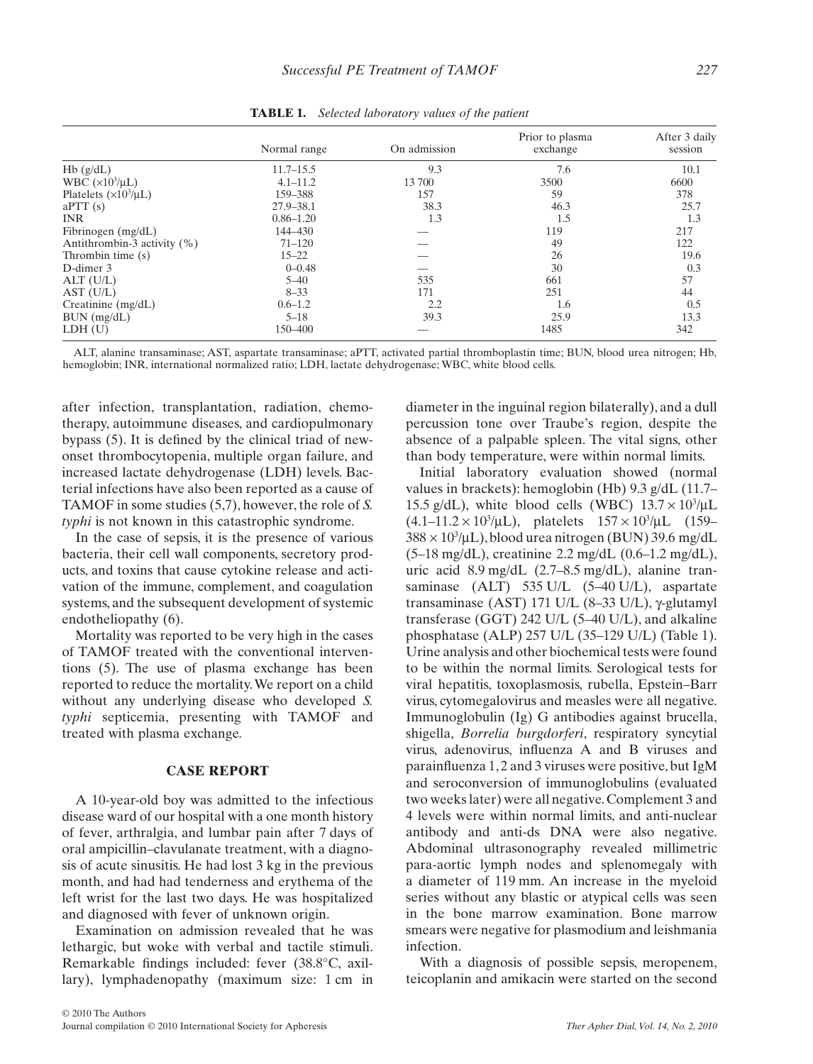**TABLE 1.** *Selected laboratory values of the patient*

| | Normal range | On admission | Prior to plasma exchange | After 3 daily session |
|---|---|---|---|---|
| Hb (g/dL) | 11.7–15.5 | 9.3 | 7.6 | 10.1 |
| WBC ($\times10^3/\mu$L) | 4.1–11.2 | 13 700 | 3500 | 6600 |
| Platelets ($\times10^3/\mu$L) | 159–388 | 157 | 59 | 378 |
| aPTT (s) | 27.9–38.1 | 38.3 | 46.3 | 25.7 |
| INR | 0.86–1.20 | 1.3 | 1.5 | 1.3 |
| Fibrinogen (mg/dL) | 144–430 | — | 119 | 217 |
| Antithrombin-3 activity (%) | 71–120 | — | 49 | 122 |
| Thrombin time (s) | 15–22 | — | 26 | 19.6 |
| D-dimer 3 | 0–0.48 | — | 30 | 0.3 |
| ALT (U/L) | 5–40 | 535 | 661 | 57 |
| AST (U/L) | 8–33 | 171 | 251 | 44 |
| Creatinine (mg/dL) | 0.6–1.2 | 2.2 | 1.6 | 0.5 |
| BUN (mg/dL) | 5–18 | 39.3 | 25.9 | 13.3 |
| LDH (U) | 150–400 | — | 1485 | 342 |

ALT, alanine transaminase; AST, aspartate transaminase; aPTT, activated partial thromboplastin time; BUN, blood urea nitrogen; Hb, hemoglobin; INR, international normalized ratio; LDH, lactate dehydrogenase; WBC, white blood cells.

after infection, transplantation, radiation, chemotherapy, autoimmune diseases, and cardiopulmonary bypass (5). It is defined by the clinical triad of new-onset thrombocytopenia, multiple organ failure, and increased lactate dehydrogenase (LDH) levels. Bacterial infections have also been reported as a cause of TAMOF in some studies (5,7), however, the role of *S. typhi* is not known in this catastrophic syndrome.

In the case of sepsis, it is the presence of various bacteria, their cell wall components, secretory products, and toxins that cause cytokine release and activation of the immune, complement, and coagulation systems, and the subsequent development of systemic endotheliopathy (6).

Mortality was reported to be very high in the cases of TAMOF treated with the conventional interventions (5). The use of plasma exchange has been reported to reduce the mortality. We report on a child without any underlying disease who developed *S. typhi* septicemia, presenting with TAMOF and treated with plasma exchange.

## CASE REPORT

A 10-year-old boy was admitted to the infectious disease ward of our hospital with a one month history of fever, arthralgia, and lumbar pain after 7 days of oral ampicillin–clavulanate treatment, with a diagnosis of acute sinusitis. He had lost 3 kg in the previous month, and had had tenderness and erythema of the left wrist for the last two days. He was hospitalized and diagnosed with fever of unknown origin.

Examination on admission revealed that he was lethargic, but woke with verbal and tactile stimuli. Remarkable findings included: fever (38.8°C, axillary), lymphadenopathy (maximum size: 1 cm in diameter in the inguinal region bilaterally), and a dull percussion tone over Traube's region, despite the absence of a palpable spleen. The vital signs, other than body temperature, were within normal limits.

Initial laboratory evaluation showed (normal values in brackets): hemoglobin (Hb) 9.3 g/dL (11.7–15.5 g/dL), white blood cells (WBC) $13.7 \times 10^3/\mu$L ($4.1–11.2 \times 10^3/\mu$L), platelets $157 \times 10^3/\mu$L ($159–388 \times 10^3/\mu$L), blood urea nitrogen (BUN) 39.6 mg/dL (5–18 mg/dL), creatinine 2.2 mg/dL (0.6–1.2 mg/dL), uric acid 8.9 mg/dL (2.7–8.5 mg/dL), alanine transaminase (ALT) 535 U/L (5–40 U/L), aspartate transaminase (AST) 171 U/L (8–33 U/L), γ-glutamyl transferase (GGT) 242 U/L (5–40 U/L), and alkaline phosphatase (ALP) 257 U/L (35–129 U/L) (Table 1). Urine analysis and other biochemical tests were found to be within the normal limits. Serological tests for viral hepatitis, toxoplasmosis, rubella, Epstein–Barr virus, cytomegalovirus and measles were all negative. Immunoglobulin (Ig) G antibodies against brucella, shigella, *Borrelia burgdorferi*, respiratory syncytial virus, adenovirus, influenza A and B viruses and parainfluenza 1, 2 and 3 viruses were positive, but IgM and seroconversion of immunoglobulins (evaluated two weeks later) were all negative. Complement 3 and 4 levels were within normal limits, and anti-nuclear antibody and anti-ds DNA were also negative. Abdominal ultrasonography revealed millimetric para-aortic lymph nodes and splenomegaly with a diameter of 119 mm. An increase in the myeloid series without any blastic or atypical cells was seen in the bone marrow examination. Bone marrow smears were negative for plasmodium and leishmania infection.

With a diagnosis of possible sepsis, meropenem, teicoplanin and amikacin were started on the second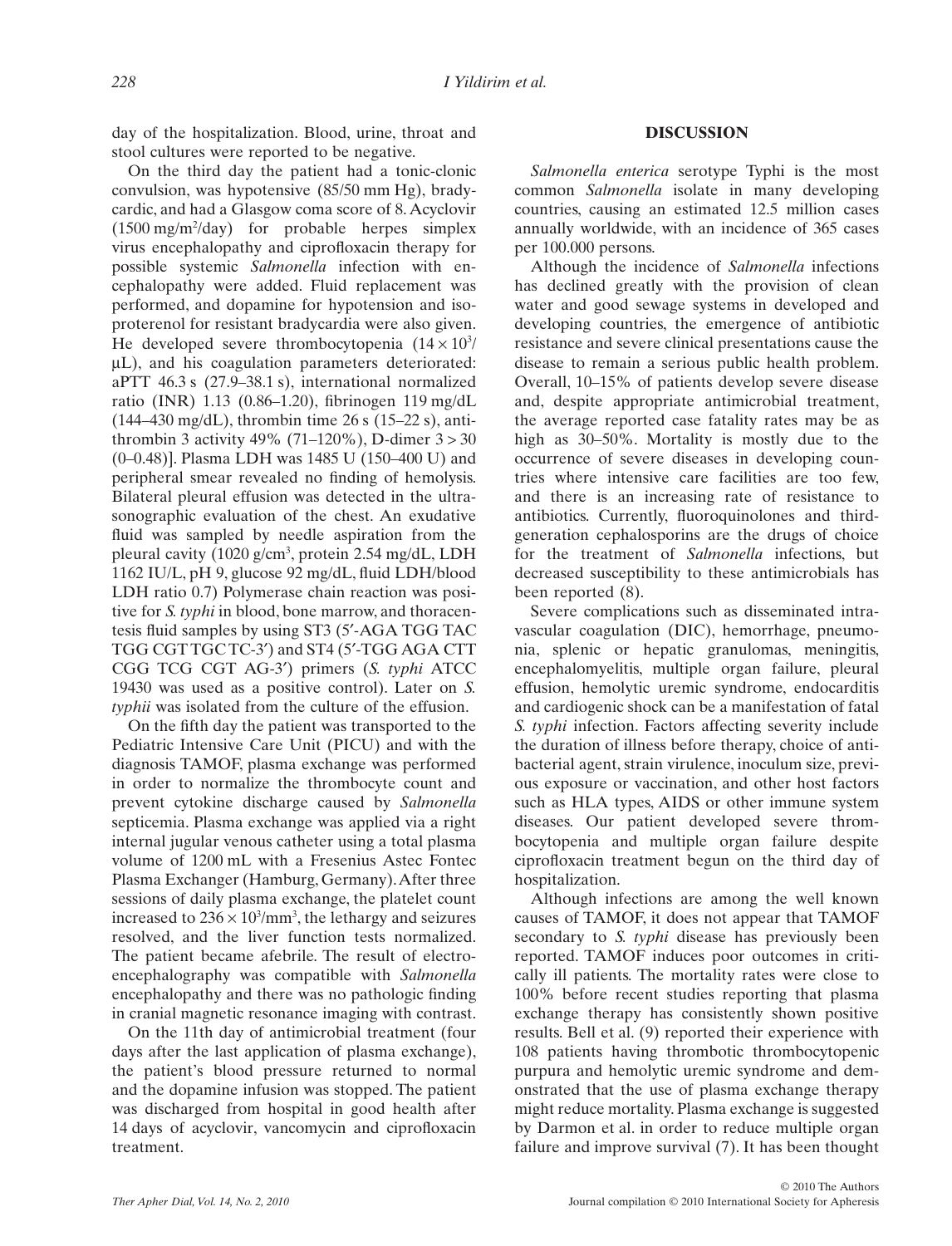day of the hospitalization. Blood, urine, throat and stool cultures were reported to be negative.

On the third day the patient had a tonic-clonic convulsion, was hypotensive (85/50 mm Hg), bradycardic, and had a Glasgow coma score of 8. Acyclovir (1500 mg/m$^2$/day) for probable herpes simplex virus encephalopathy and ciprofloxacin therapy for possible systemic *Salmonella* infection with encephalopathy were added. Fluid replacement was performed, and dopamine for hypotension and isoproterenol for resistant bradycardia were also given. He developed severe thrombocytopenia ($14 \times 10^3$/μL), and his coagulation parameters deteriorated: aPTT 46.3 s (27.9–38.1 s), international normalized ratio (INR) 1.13 (0.86–1.20), fibrinogen 119 mg/dL (144–430 mg/dL), thrombin time 26 s (15–22 s), antithrombin 3 activity 49% (71–120%), D-dimer 3 > 30 (0–0.48)]. Plasma LDH was 1485 U (150–400 U) and peripheral smear revealed no finding of hemolysis. Bilateral pleural effusion was detected in the ultrasonographic evaluation of the chest. An exudative fluid was sampled by needle aspiration from the pleural cavity (1020 g/cm$^3$, protein 2.54 mg/dL, LDH 1162 IU/L, pH 9, glucose 92 mg/dL, fluid LDH/blood LDH ratio 0.7) Polymerase chain reaction was positive for *S. typhi* in blood, bone marrow, and thoracentesis fluid samples by using ST3 (5′-AGA TGG TAC TGG CGT TGC TC-3′) and ST4 (5′-TGG AGA CTT CGG TCG CGT AG-3′) primers (*S. typhi* ATCC 19430 was used as a positive control). Later on *S. typhii* was isolated from the culture of the effusion.

On the fifth day the patient was transported to the Pediatric Intensive Care Unit (PICU) and with the diagnosis TAMOF, plasma exchange was performed in order to normalize the thrombocyte count and prevent cytokine discharge caused by *Salmonella* septicemia. Plasma exchange was applied via a right internal jugular venous catheter using a total plasma volume of 1200 mL with a Fresenius Astec Fontec Plasma Exchanger (Hamburg, Germany). After three sessions of daily plasma exchange, the platelet count increased to $236 \times 10^3$/mm$^3$, the lethargy and seizures resolved, and the liver function tests normalized. The patient became afebrile. The result of electroencephalography was compatible with *Salmonella* encephalopathy and there was no pathologic finding in cranial magnetic resonance imaging with contrast.

On the 11th day of antimicrobial treatment (four days after the last application of plasma exchange), the patient's blood pressure returned to normal and the dopamine infusion was stopped. The patient was discharged from hospital in good health after 14 days of acyclovir, vancomycin and ciprofloxacin treatment.

## DISCUSSION

*Salmonella enterica* serotype Typhi is the most common *Salmonella* isolate in many developing countries, causing an estimated 12.5 million cases annually worldwide, with an incidence of 365 cases per 100.000 persons.

Although the incidence of *Salmonella* infections has declined greatly with the provision of clean water and good sewage systems in developed and developing countries, the emergence of antibiotic resistance and severe clinical presentations cause the disease to remain a serious public health problem. Overall, 10–15% of patients develop severe disease and, despite appropriate antimicrobial treatment, the average reported case fatality rates may be as high as 30–50%. Mortality is mostly due to the occurrence of severe diseases in developing countries where intensive care facilities are too few, and there is an increasing rate of resistance to antibiotics. Currently, fluoroquinolones and third-generation cephalosporins are the drugs of choice for the treatment of *Salmonella* infections, but decreased susceptibility to these antimicrobials has been reported (8).

Severe complications such as disseminated intravascular coagulation (DIC), hemorrhage, pneumonia, splenic or hepatic granulomas, meningitis, encephalomyelitis, multiple organ failure, pleural effusion, hemolytic uremic syndrome, endocarditis and cardiogenic shock can be a manifestation of fatal *S. typhi* infection. Factors affecting severity include the duration of illness before therapy, choice of antibacterial agent, strain virulence, inoculum size, previous exposure or vaccination, and other host factors such as HLA types, AIDS or other immune system diseases. Our patient developed severe thrombocytopenia and multiple organ failure despite ciprofloxacin treatment begun on the third day of hospitalization.

Although infections are among the well known causes of TAMOF, it does not appear that TAMOF secondary to *S. typhi* disease has previously been reported. TAMOF induces poor outcomes in critically ill patients. The mortality rates were close to 100% before recent studies reporting that plasma exchange therapy has consistently shown positive results. Bell et al. (9) reported their experience with 108 patients having thrombotic thrombocytopenic purpura and hemolytic uremic syndrome and demonstrated that the use of plasma exchange therapy might reduce mortality. Plasma exchange is suggested by Darmon et al. in order to reduce multiple organ failure and improve survival (7). It has been thought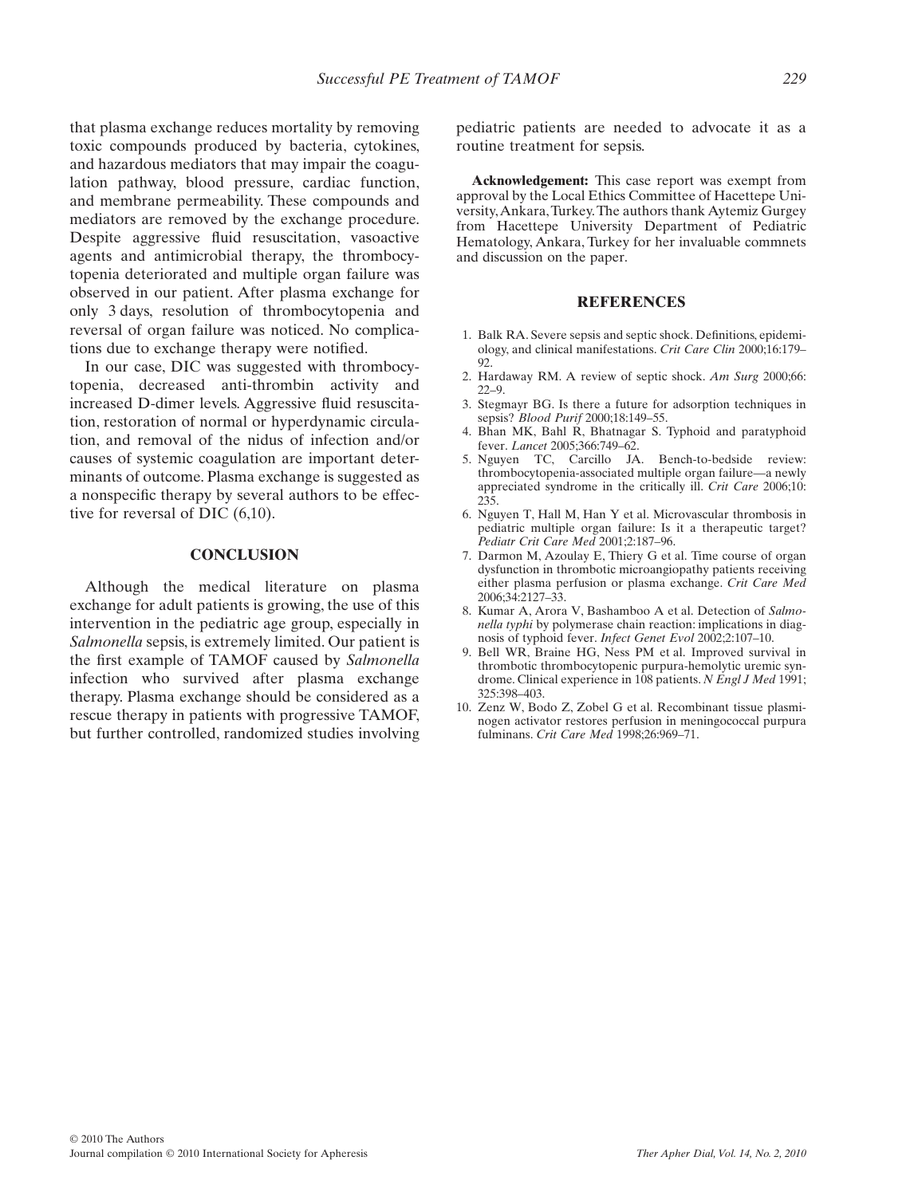that plasma exchange reduces mortality by removing toxic compounds produced by bacteria, cytokines, and hazardous mediators that may impair the coagulation pathway, blood pressure, cardiac function, and membrane permeability. These compounds and mediators are removed by the exchange procedure. Despite aggressive fluid resuscitation, vasoactive agents and antimicrobial therapy, the thrombocytopenia deteriorated and multiple organ failure was observed in our patient. After plasma exchange for only 3 days, resolution of thrombocytopenia and reversal of organ failure was noticed. No complications due to exchange therapy were notified.

In our case, DIC was suggested with thrombocytopenia, decreased anti-thrombin activity and increased D-dimer levels. Aggressive fluid resuscitation, restoration of normal or hyperdynamic circulation, and removal of the nidus of infection and/or causes of systemic coagulation are important determinants of outcome. Plasma exchange is suggested as a nonspecific therapy by several authors to be effective for reversal of DIC (6,10).

## CONCLUSION

Although the medical literature on plasma exchange for adult patients is growing, the use of this intervention in the pediatric age group, especially in *Salmonella* sepsis, is extremely limited. Our patient is the first example of TAMOF caused by *Salmonella* infection who survived after plasma exchange therapy. Plasma exchange should be considered as a rescue therapy in patients with progressive TAMOF, but further controlled, randomized studies involving pediatric patients are needed to advocate it as a routine treatment for sepsis.

**Acknowledgement:** This case report was exempt from approval by the Local Ethics Committee of Hacettepe University, Ankara, Turkey. The authors thank Aytemiz Gurgey from Hacettepe University Department of Pediatric Hematology, Ankara, Turkey for her invaluable commnets and discussion on the paper.

## REFERENCES

1. Balk RA. Severe sepsis and septic shock. Definitions, epidemiology, and clinical manifestations. *Crit Care Clin* 2000;16:179–92.
2. Hardaway RM. A review of septic shock. *Am Surg* 2000;66: 22–9.
3. Stegmayr BG. Is there a future for adsorption techniques in sepsis? *Blood Purif* 2000;18:149–55.
4. Bhan MK, Bahl R, Bhatnagar S. Typhoid and paratyphoid fever. *Lancet* 2005;366:749–62.
5. Nguyen TC, Carcillo JA. Bench-to-bedside review: thrombocytopenia-associated multiple organ failure—a newly appreciated syndrome in the critically ill. *Crit Care* 2006;10: 235.
6. Nguyen T, Hall M, Han Y et al. Microvascular thrombosis in pediatric multiple organ failure: Is it a therapeutic target? *Pediatr Crit Care Med* 2001;2:187–96.
7. Darmon M, Azoulay E, Thiery G et al. Time course of organ dysfunction in thrombotic microangiopathy patients receiving either plasma perfusion or plasma exchange. *Crit Care Med* 2006;34:2127–33.
8. Kumar A, Arora V, Bashamboo A et al. Detection of *Salmonella typhi* by polymerase chain reaction: implications in diagnosis of typhoid fever. *Infect Genet Evol* 2002;2:107–10.
9. Bell WR, Braine HG, Ness PM et al. Improved survival in thrombotic thrombocytopenic purpura-hemolytic uremic syndrome. Clinical experience in 108 patients. *N Engl J Med* 1991; 325:398–403.
10. Zenz W, Bodo Z, Zobel G et al. Recombinant tissue plasminogen activator restores perfusion in meningococcal purpura fulminans. *Crit Care Med* 1998;26:969–71.